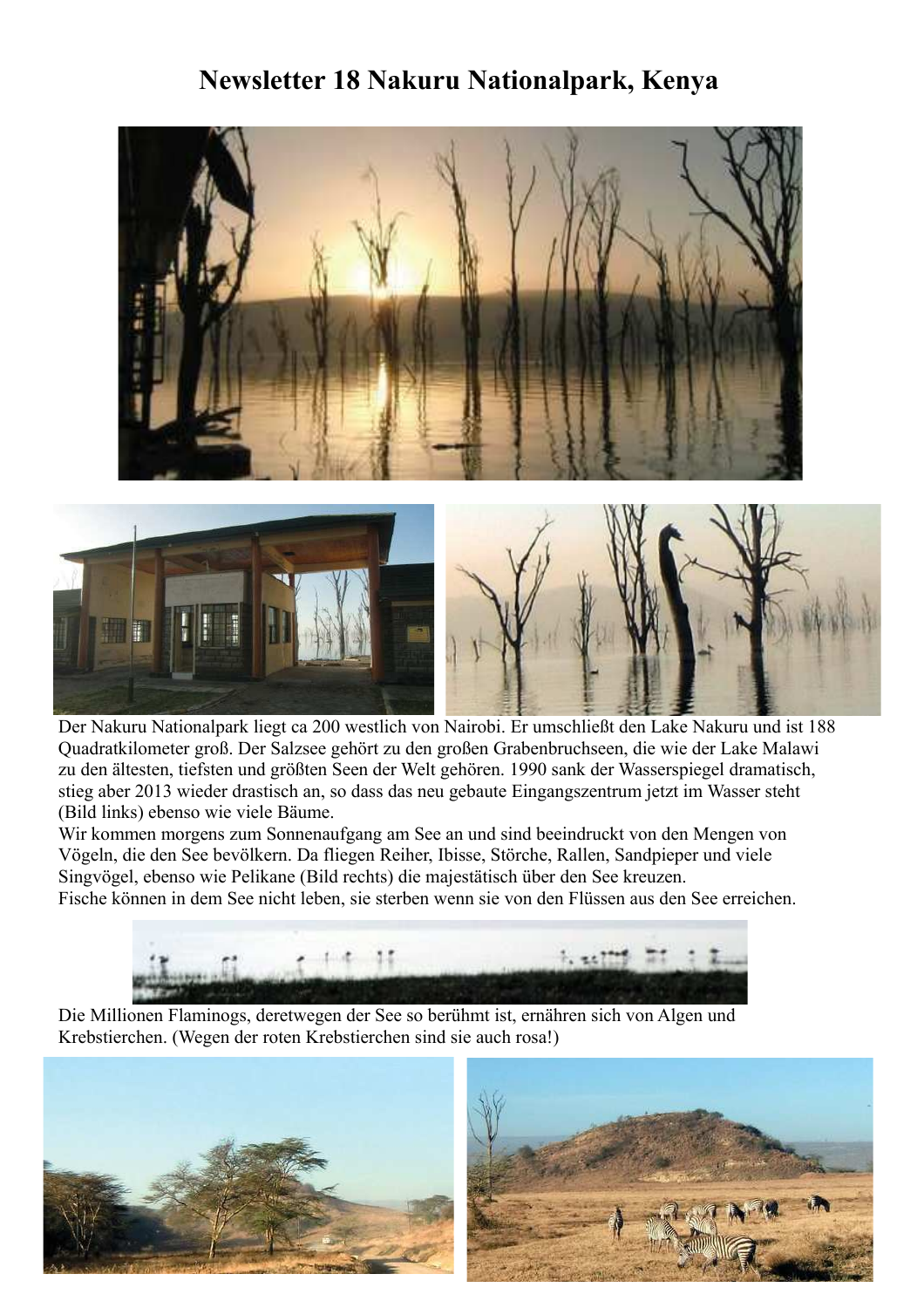# Newsletter 18 Nakuru Nationalpark, Kenya

Der Nakuru Nationalpark liegt ca 200 westlich von Nairobi. Er umschließt den Lake Nakuru und ist 188 Quadratkilometer groß. Der Salzsee gehört zu den großen Grabenbruchseen, die wie der Lake Malawi zu den ältesten, tiefsten und größten Seen der Welt gehören. 1990 sank der Wasserspiegel dramatisch, stieg aber 2013 wieder drastisch an, so dass das neu gebaute Eingangszentrum jetzt im Wasser steht (Bild links) ebenso wie viele Bäume.

Wir kommen morgens zum Sonnenaufgang am See an und sind beeindruckt von den Mengen von Vögeln, die den See bevölkern. Da fliegen Reiher, Ibisse, Störche, Rallen, Sandpieper und viele Singvögel, ebenso wie Pelikane (Bild rechts) die majestätisch über den See kreuzen.

Fische können in dem See nicht leben, sie sterben wenn sie von den Flüssen aus den See erreichen.

Die Millionen Flaminogs, deretwegen der See so berühmt ist, ernähren sich von Algen und Krebstierchen. (Wegen der roten Krebstierchen sind sie auch rosa!)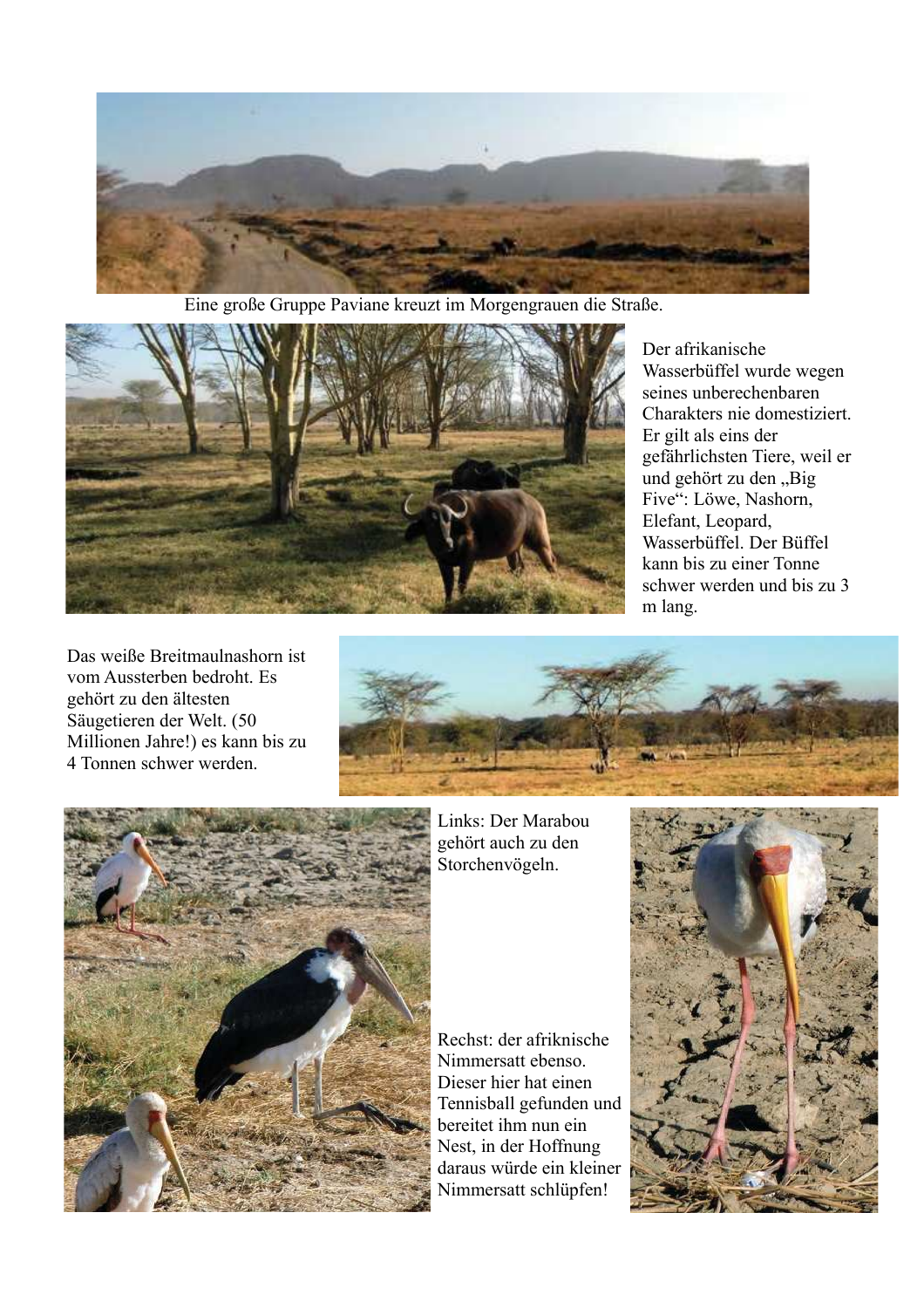Eine große Gruppe Paviane kreuzt im Morgengrauen die Straße.

Der afrikanische Wasserbüffel wurde wegen seines unberechenbaren Charakters nie domestiziert. Er gilt als eins der gefährlichsten Tiere, weil er und gehört zu den „Big Five": Löwe, Nashorn, Elefant, Leopard, Wasserbüffel. Der Büffel kann bis zu einer Tonne schwer werden und bis zu 3 m lang.

Das weiße Breitmaulnashorn ist vom Aussterben bedroht. Es gehört zu den ältesten Säugetieren der Welt. (50 Millionen Jahre!) es kann bis zu 4 Tonnen schwer werden.

Links: Der Marabou gehört auch zu den Storchenvögeln.

Rechst: der afriknische Nimmersatt ebenso. Dieser hier hat einen Tennisball gefunden und bereitet ihm nun ein Nest, in der Hoffnung daraus würde ein kleiner Nimmersatt schlüpfen!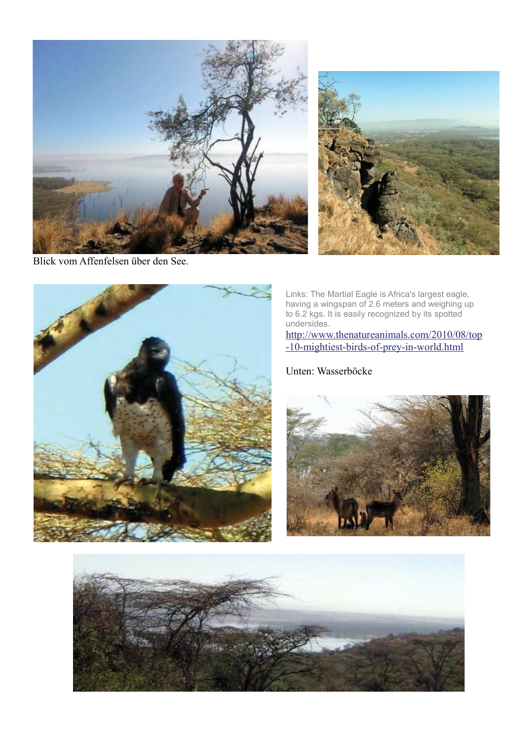Blick vom Affenfelsen über den See.

Links: The Martial Eagle is Africa's largest eagle, having a wingspan of 2.6 meters and weighing up to 6.2 kgs. It is easily recognized by its spotted undersides.

http://www.thenatureanimals.com/2010/08/top-10-mightiest-birds-of-prey-in-world.html

Unten: Wasserböcke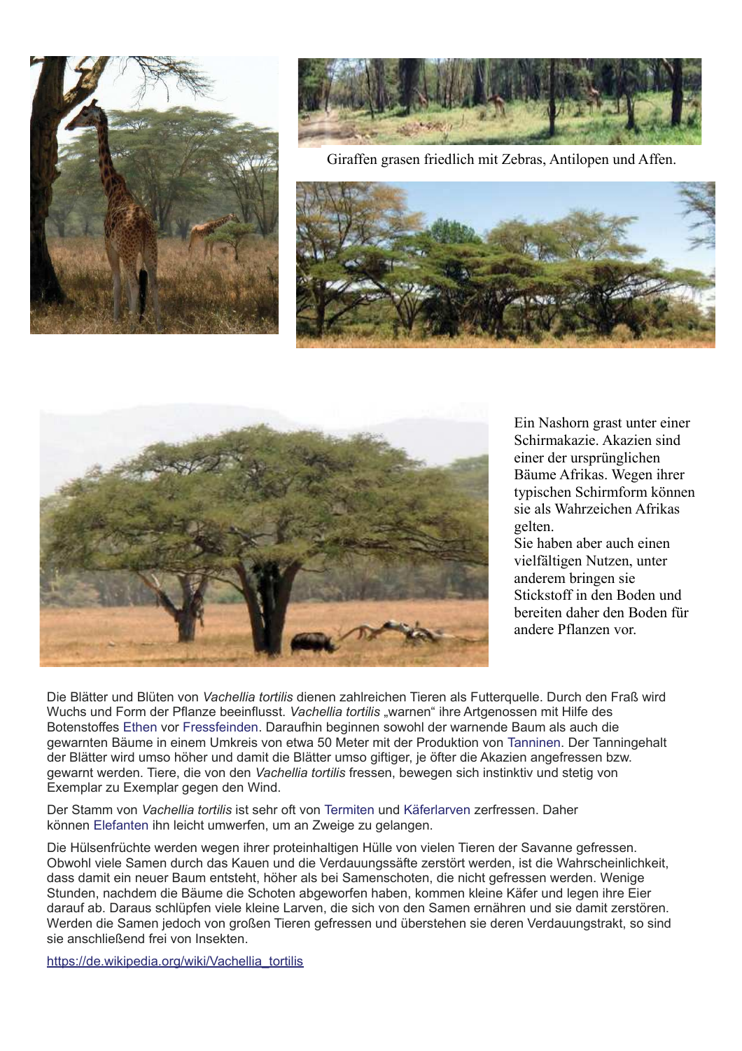Giraffen grasen friedlich mit Zebras, Antilopen und Affen.

Ein Nashorn grast unter einer Schirmakazie. Akazien sind einer der ursprünglichen Bäume Afrikas. Wegen ihrer typischen Schirmform können sie als Wahrzeichen Afrikas gelten.
Sie haben aber auch einen vielfältigen Nutzen, unter anderem bringen sie Stickstoff in den Boden und bereiten daher den Boden für andere Pflanzen vor.

Die Blätter und Blüten von *Vachellia tortilis* dienen zahlreichen Tieren als Futterquelle. Durch den Fraß wird Wuchs und Form der Pflanze beeinflusst. *Vachellia tortilis* „warnen" ihre Artgenossen mit Hilfe des Botenstoffes Ethen vor Fressfeinden. Daraufhin beginnen sowohl der warnende Baum als auch die gewarnten Bäume in einem Umkreis von etwa 50 Meter mit der Produktion von Tanninen. Der Tanningehalt der Blätter wird umso höher und damit die Blätter umso giftiger, je öfter die Akazien angefressen bzw. gewarnt werden. Tiere, die von den *Vachellia tortilis* fressen, bewegen sich instinktiv und stetig von Exemplar zu Exemplar gegen den Wind.

Der Stamm von *Vachellia tortilis* ist sehr oft von Termiten und Käferlarven zerfressen. Daher können Elefanten ihn leicht umwerfen, um an Zweige zu gelangen.

Die Hülsenfrüchte werden wegen ihrer proteinhaltigen Hülle von vielen Tieren der Savanne gefressen. Obwohl viele Samen durch das Kauen und die Verdauungssäfte zerstört werden, ist die Wahrscheinlichkeit, dass damit ein neuer Baum entsteht, höher als bei Samenschoten, die nicht gefressen werden. Wenige Stunden, nachdem die Bäume die Schoten abgeworfen haben, kommen kleine Käfer und legen ihre Eier darauf ab. Daraus schlüpfen viele kleine Larven, die sich von den Samen ernähren und sie damit zerstören. Werden die Samen jedoch von großen Tieren gefressen und überstehen sie deren Verdauungstrakt, so sind sie anschließend frei von Insekten.

https://de.wikipedia.org/wiki/Vachellia_tortilis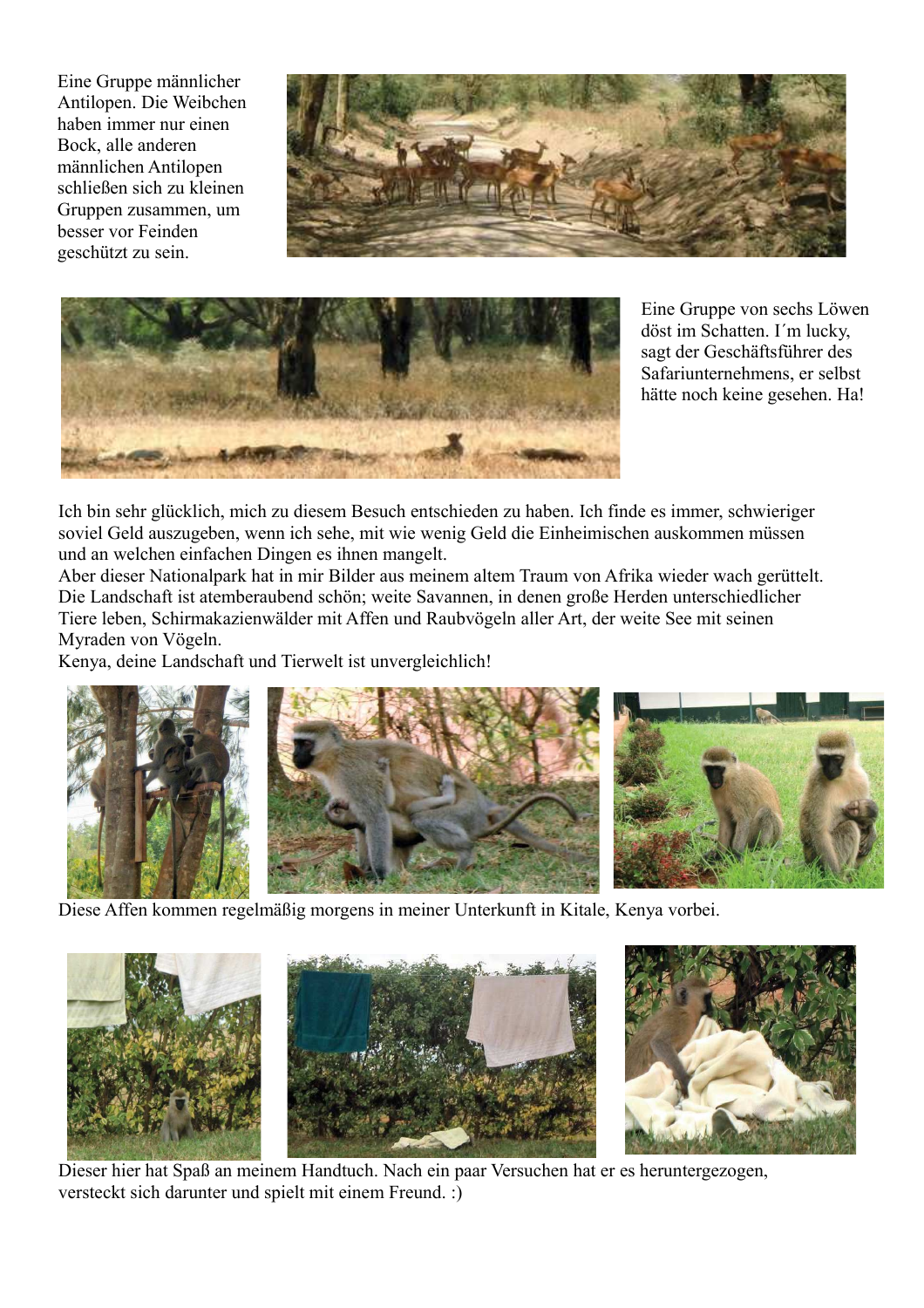Eine Gruppe männlicher Antilopen. Die Weibchen haben immer nur einen Bock, alle anderen männlichen Antilopen schließen sich zu kleinen Gruppen zusammen, um besser vor Feinden geschützt zu sein.

Eine Gruppe von sechs Löwen döst im Schatten. I´m lucky, sagt der Geschäftsführer des Safariunternehmens, er selbst hätte noch keine gesehen. Ha!

Ich bin sehr glücklich, mich zu diesem Besuch entschieden zu haben. Ich finde es immer, schwieriger soviel Geld auszugeben, wenn ich sehe, mit wie wenig Geld die Einheimischen auskommen müssen und an welchen einfachen Dingen es ihnen mangelt.
Aber dieser Nationalpark hat in mir Bilder aus meinem altem Traum von Afrika wieder wach gerüttelt. Die Landschaft ist atemberaubend schön; weite Savannen, in denen große Herden unterschiedlicher Tiere leben, Schirmakazienwälder mit Affen und Raubvögeln aller Art, der weite See mit seinen Myraden von Vögeln.
Kenya, deine Landschaft und Tierwelt ist unvergleichlich!

Diese Affen kommen regelmäßig morgens in meiner Unterkunft in Kitale, Kenya vorbei.

Dieser hier hat Spaß an meinem Handtuch. Nach ein paar Versuchen hat er es heruntergezogen, versteckt sich darunter und spielt mit einem Freund. :)